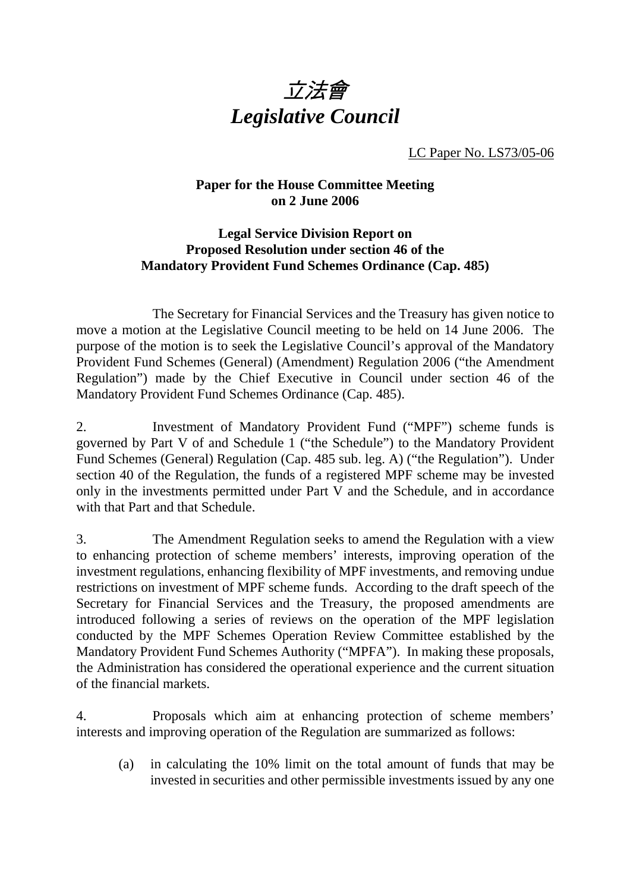# *立法會*
# *Legislative Council*

LC Paper No. LS73/05-06

**Paper for the House Committee Meeting on 2 June 2006**

**Legal Service Division Report on Proposed Resolution under section 46 of the Mandatory Provident Fund Schemes Ordinance (Cap. 485)**

The Secretary for Financial Services and the Treasury has given notice to move a motion at the Legislative Council meeting to be held on 14 June 2006. The purpose of the motion is to seek the Legislative Council's approval of the Mandatory Provident Fund Schemes (General) (Amendment) Regulation 2006 ("the Amendment Regulation") made by the Chief Executive in Council under section 46 of the Mandatory Provident Fund Schemes Ordinance (Cap. 485).

2. Investment of Mandatory Provident Fund ("MPF") scheme funds is governed by Part V of and Schedule 1 ("the Schedule") to the Mandatory Provident Fund Schemes (General) Regulation (Cap. 485 sub. leg. A) ("the Regulation"). Under section 40 of the Regulation, the funds of a registered MPF scheme may be invested only in the investments permitted under Part V and the Schedule, and in accordance with that Part and that Schedule.

3. The Amendment Regulation seeks to amend the Regulation with a view to enhancing protection of scheme members' interests, improving operation of the investment regulations, enhancing flexibility of MPF investments, and removing undue restrictions on investment of MPF scheme funds. According to the draft speech of the Secretary for Financial Services and the Treasury, the proposed amendments are introduced following a series of reviews on the operation of the MPF legislation conducted by the MPF Schemes Operation Review Committee established by the Mandatory Provident Fund Schemes Authority ("MPFA"). In making these proposals, the Administration has considered the operational experience and the current situation of the financial markets.

4. Proposals which aim at enhancing protection of scheme members' interests and improving operation of the Regulation are summarized as follows:

(a) in calculating the 10% limit on the total amount of funds that may be invested in securities and other permissible investments issued by any one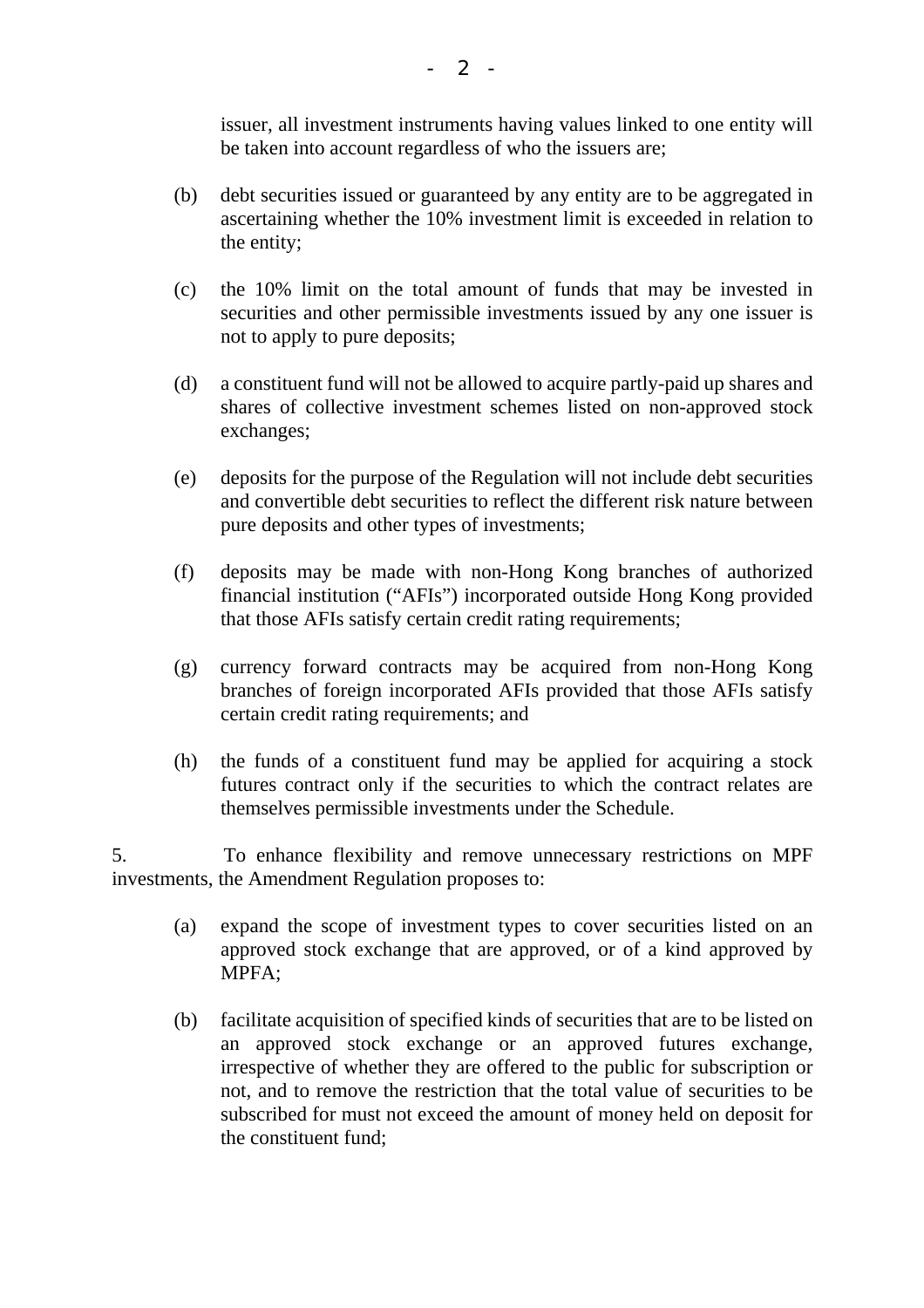issuer, all investment instruments having values linked to one entity will be taken into account regardless of who the issuers are;

(b) debt securities issued or guaranteed by any entity are to be aggregated in ascertaining whether the 10% investment limit is exceeded in relation to the entity;

(c) the 10% limit on the total amount of funds that may be invested in securities and other permissible investments issued by any one issuer is not to apply to pure deposits;

(d) a constituent fund will not be allowed to acquire partly-paid up shares and shares of collective investment schemes listed on non-approved stock exchanges;

(e) deposits for the purpose of the Regulation will not include debt securities and convertible debt securities to reflect the different risk nature between pure deposits and other types of investments;

(f) deposits may be made with non-Hong Kong branches of authorized financial institution ("AFIs") incorporated outside Hong Kong provided that those AFIs satisfy certain credit rating requirements;

(g) currency forward contracts may be acquired from non-Hong Kong branches of foreign incorporated AFIs provided that those AFIs satisfy certain credit rating requirements; and

(h) the funds of a constituent fund may be applied for acquiring a stock futures contract only if the securities to which the contract relates are themselves permissible investments under the Schedule.

5. To enhance flexibility and remove unnecessary restrictions on MPF investments, the Amendment Regulation proposes to:

(a) expand the scope of investment types to cover securities listed on an approved stock exchange that are approved, or of a kind approved by MPFA;

(b) facilitate acquisition of specified kinds of securities that are to be listed on an approved stock exchange or an approved futures exchange, irrespective of whether they are offered to the public for subscription or not, and to remove the restriction that the total value of securities to be subscribed for must not exceed the amount of money held on deposit for the constituent fund;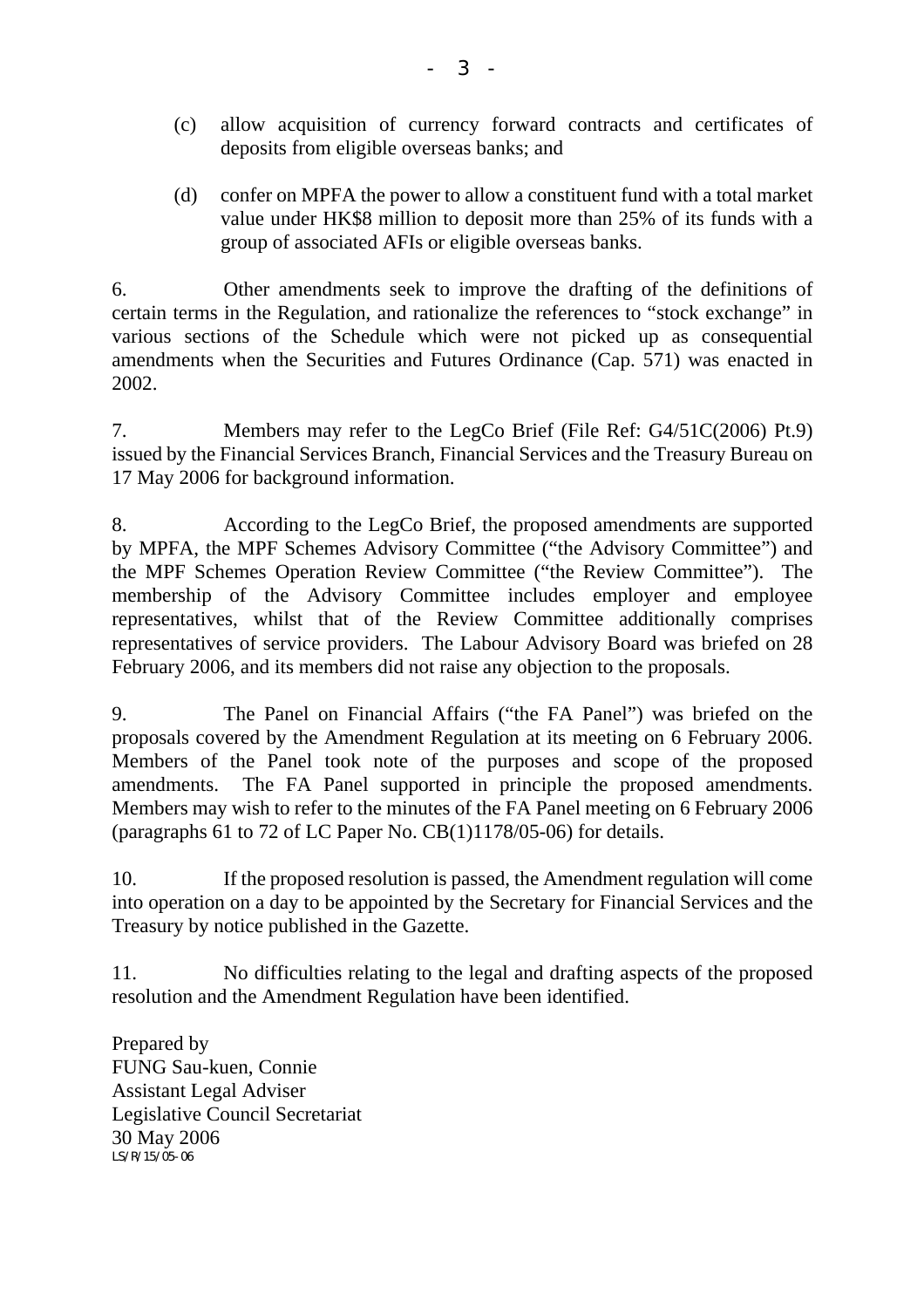(c) allow acquisition of currency forward contracts and certificates of deposits from eligible overseas banks; and

(d) confer on MPFA the power to allow a constituent fund with a total market value under HK$8 million to deposit more than 25% of its funds with a group of associated AFIs or eligible overseas banks.

6. Other amendments seek to improve the drafting of the definitions of certain terms in the Regulation, and rationalize the references to "stock exchange" in various sections of the Schedule which were not picked up as consequential amendments when the Securities and Futures Ordinance (Cap. 571) was enacted in 2002.

7. Members may refer to the LegCo Brief (File Ref: G4/51C(2006) Pt.9) issued by the Financial Services Branch, Financial Services and the Treasury Bureau on 17 May 2006 for background information.

8. According to the LegCo Brief, the proposed amendments are supported by MPFA, the MPF Schemes Advisory Committee ("the Advisory Committee") and the MPF Schemes Operation Review Committee ("the Review Committee"). The membership of the Advisory Committee includes employer and employee representatives, whilst that of the Review Committee additionally comprises representatives of service providers. The Labour Advisory Board was briefed on 28 February 2006, and its members did not raise any objection to the proposals.

9. The Panel on Financial Affairs ("the FA Panel") was briefed on the proposals covered by the Amendment Regulation at its meeting on 6 February 2006. Members of the Panel took note of the purposes and scope of the proposed amendments. The FA Panel supported in principle the proposed amendments. Members may wish to refer to the minutes of the FA Panel meeting on 6 February 2006 (paragraphs 61 to 72 of LC Paper No. CB(1)1178/05-06) for details.

10. If the proposed resolution is passed, the Amendment regulation will come into operation on a day to be appointed by the Secretary for Financial Services and the Treasury by notice published in the Gazette.

11. No difficulties relating to the legal and drafting aspects of the proposed resolution and the Amendment Regulation have been identified.

Prepared by
FUNG Sau-kuen, Connie
Assistant Legal Adviser
Legislative Council Secretariat
30 May 2006
LS/R/15/05-06